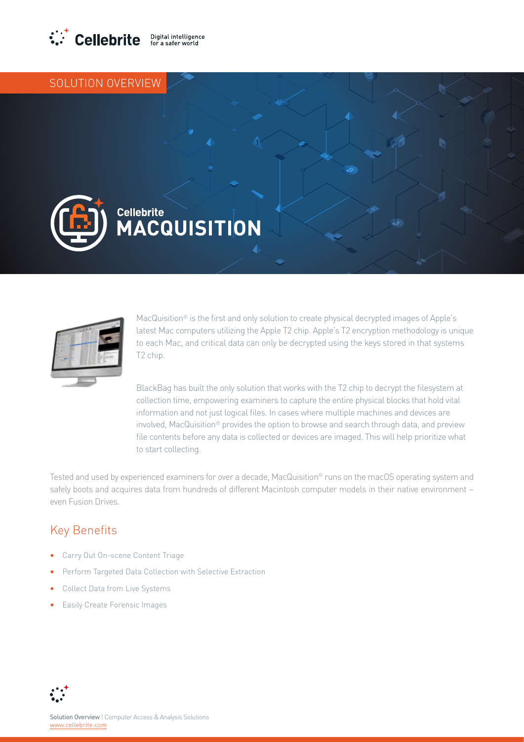SOLUTION OVERVIEW

# Cellebrite MACQUISITION

MacQuisition® is the first and only solution to create physical decrypted images of Apple's latest Mac computers utilizing the Apple T2 chip. Apple's T2 encryption methodology is unique to each Mac, and critical data can only be decrypted using the keys stored in that systems T2 chip.

BlackBag has built the only solution that works with the T2 chip to decrypt the filesystem at collection time, empowering examiners to capture the entire physical blocks that hold vital information and not just logical files. In cases where multiple machines and devices are involved, MacQuisition® provides the option to browse and search through data, and preview file contents before any data is collected or devices are imaged. This will help prioritize what to start collecting.

Tested and used by experienced examiners for over a decade, MacQuisition® runs on the macOS operating system and safely boots and acquires data from hundreds of different Macintosh computer models in their native environment – even Fusion Drives.

## Key Benefits

- Carry Out On-scene Content Triage
- Perform Targeted Data Collection with Selective Extraction
- Collect Data from Live Systems
- Easily Create Forensic Images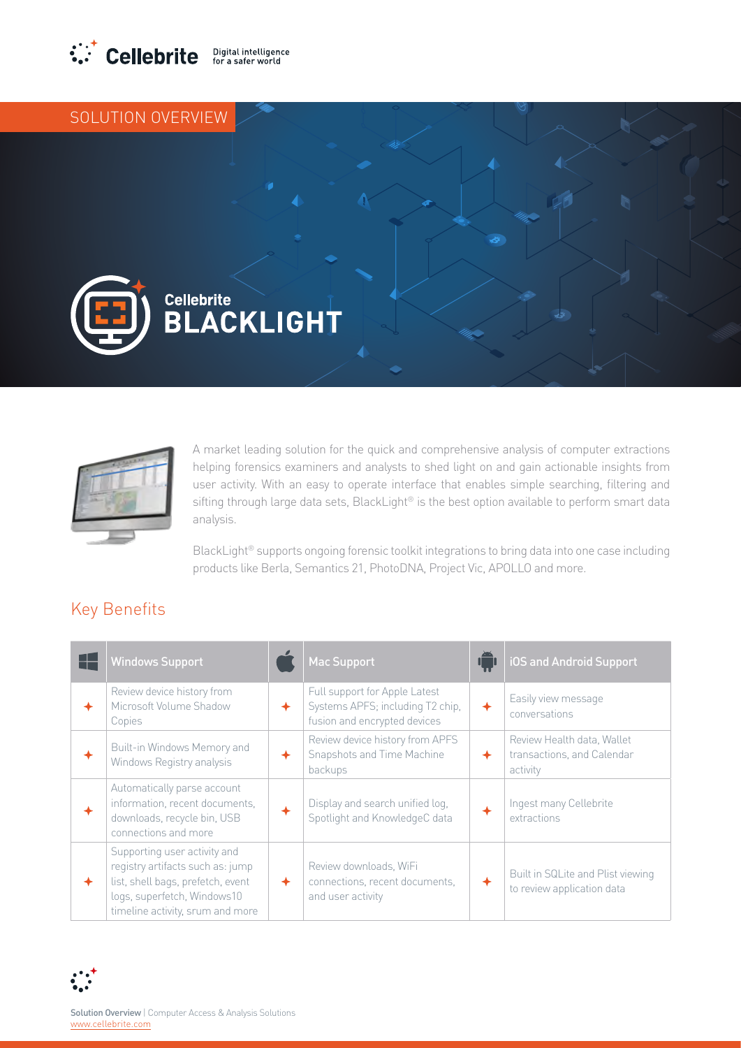SOLUTION OVERVIEW

# Cellebrite BLACKLIGHT

A market leading solution for the quick and comprehensive analysis of computer extractions helping forensics examiners and analysts to shed light on and gain actionable insights from user activity. With an easy to operate interface that enables simple searching, filtering and sifting through large data sets, BlackLight® is the best option available to perform smart data analysis.

BlackLight® supports ongoing forensic toolkit integrations to bring data into one case including products like Berla, Semantics 21, PhotoDNA, Project Vic, APOLLO and more.

## Key Benefits

| | Windows Support | | Mac Support | | iOS and Android Support |
|---|---|---|---|---|---|
| ✦ | Review device history from Microsoft Volume Shadow Copies | ✦ | Full support for Apple Latest Systems APFS; including T2 chip, fusion and encrypted devices | ✦ | Easily view message conversations |
| ✦ | Built-in Windows Memory and Windows Registry analysis | ✦ | Review device history from APFS Snapshots and Time Machine backups | ✦ | Review Health data, Wallet transactions, and Calendar activity |
| ✦ | Automatically parse account information, recent documents, downloads, recycle bin, USB connections and more | ✦ | Display and search unified log, Spotlight and KnowledgeC data | ✦ | Ingest many Cellebrite extractions |
| ✦ | Supporting user activity and registry artifacts such as: jump list, shell bags, prefetch, event logs, superfetch, Windows10 timeline activity, srum and more | ✦ | Review downloads, WiFi connections, recent documents, and user activity | ✦ | Built in SQLite and Plist viewing to review application data |

**Solution Overview** | Computer Access & Analysis Solutions
www.cellebrite.com